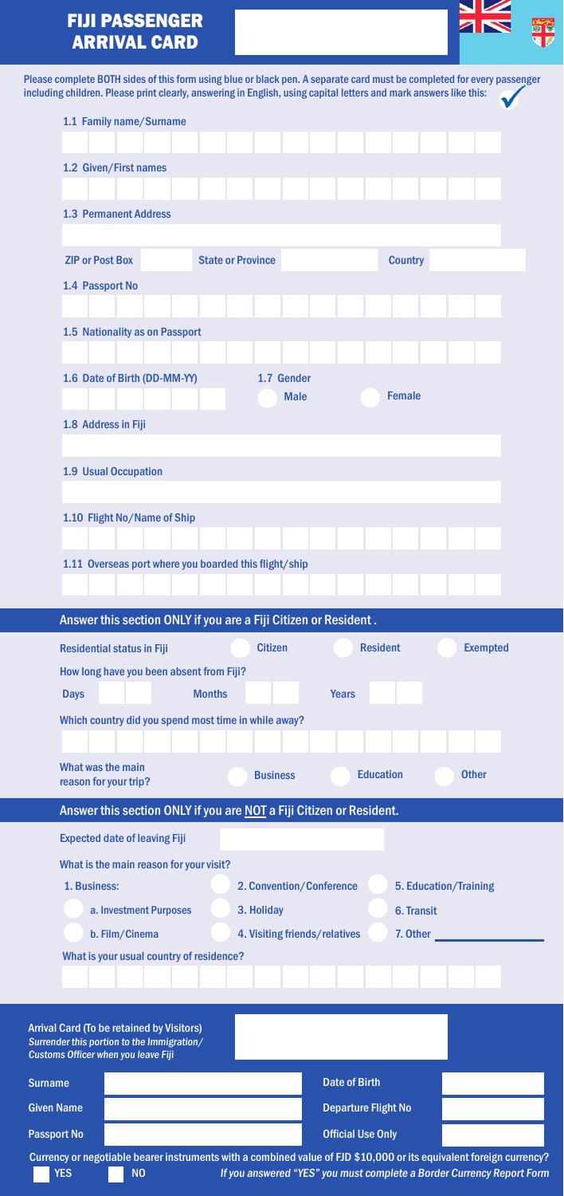# FIJI PASSENGER ARRIVAL CARD

Please complete BOTH sides of this form using blue or black pen. A separate card must be completed for every passenger including children. Please print clearly, answering in English, using capital letters and mark answers like this: ✓

1.1 Family name/Surname

1.2 Given/First names

1.3 Permanent Address

ZIP or Post Box | State or Province | Country

1.4 Passport No

1.5 Nationality as on Passport

1.6 Date of Birth (DD-MM-YY)

1.7 Gender
- Male
- Female

1.8 Address in Fiji

1.9 Usual Occupation

1.10 Flight No/Name of Ship

1.11 Overseas port where you boarded this flight/ship

## Answer this section ONLY if you are a Fiji Citizen or Resident.

Residential status in Fiji
- Citizen
- Resident
- Exempted

How long have you been absent from Fiji?

Days | Months | Years

Which country did you spend most time in while away?

What was the main reason for your trip?
- Business
- Education
- Other

## Answer this section ONLY if you are NOT a Fiji Citizen or Resident.

Expected date of leaving Fiji

What is the main reason for your visit?

1. Business:
   - a. Investment Purposes
   - b. Film/Cinema
2. Convention/Conference
3. Holiday
4. Visiting friends/relatives
5. Education/Training
6. Transit
7. Other

What is your usual country of residence?

**Arrival Card (To be retained by Visitors)**
*Surrender this portion to the Immigration/ Customs Officer when you leave Fiji*

| Surname | | Date of Birth | |
|---|---|---|---|
| Given Name | | Departure Flight No | |
| Passport No | | Official Use Only | |

Currency or negotiable bearer instruments with a combined value of FJD $10,000 or its equivalent foreign currency?

- YES
- NO

*If you answered "YES" you must complete a Border Currency Report Form*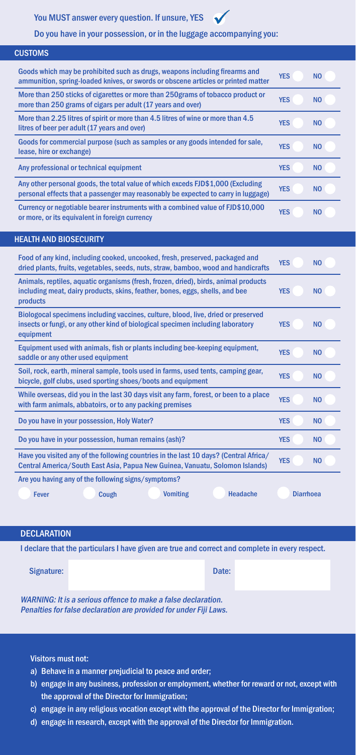You MUST answer every question. If unsure, YES ✓

Do you have in your possession, or in the luggage accompanying you:

## CUSTOMS

| | | |
|---|---|---|
| Goods which may be prohibited such as drugs, weapons including firearms and ammunition, spring-loaded knives, or swords or obscene articles or printed matter | YES | NO |
| More than 250 sticks of cigarettes or more than 250grams of tobacco product or more than 250 grams of cigars per adult (17 years and over) | YES | NO |
| More than 2.25 litres of spirit or more than 4.5 litres of wine or more than 4.5 litres of beer per adult (17 years and over) | YES | NO |
| Goods for commercial purpose (such as samples or any goods intended for sale, lease, hire or exchange) | YES | NO |
| Any professional or technical equipment | YES | NO |
| Any other personal goods, the total value of which exceds FJD$1,000 (Excluding personal effects that a passenger may reasonably be expected to carry in luggage) | YES | NO |
| Currency or negotiable bearer instruments with a combined value of FJD$10,000 or more, or its equivalent in foreign currency | YES | NO |

## HEALTH AND BIOSECURITY

| | | |
|---|---|---|
| Food of any kind, including cooked, uncooked, fresh, preserved, packaged and dried plants, fruits, vegetables, seeds, nuts, straw, bamboo, wood and handicrafts | YES | NO |
| Animals, reptiles, aquatic organisms (fresh, frozen, dried), birds, animal products including meat, dairy products, skins, feather, bones, eggs, shells, and bee products | YES | NO |
| Biologocal specimens including vaccines, culture, blood, live, dried or preserved insects or fungi, or any other kind of biological specimen including laboratory equipment | YES | NO |
| Equipment used with animals, fish or plants including bee-keeping equipment, saddle or any other used equipment | YES | NO |
| Soil, rock, earth, mineral sample, tools used in farms, used tents, camping gear, bicycle, golf clubs, used sporting shoes/boots and equipment | YES | NO |
| While overseas, did you in the last 30 days visit any farm, forest, or been to a place with farm animals, abbatoirs, or to any packing premises | YES | NO |
| Do you have in your possession, Holy Water? | YES | NO |
| Do you have in your possession, human remains (ash)? | YES | NO |
| Have you visited any of the following countries in the last 10 days? (Central Africa/ Central America/South East Asia, Papua New Guinea, Vanuatu, Solomon Islands) | YES | NO |

Are you having any of the following signs/symptoms?

Fever | Cough | Vomiting | Headache | Diarrhoea

## DECLARATION

I declare that the particulars I have given are true and correct and complete in every respect.

Signature: | Date:

*WARNING: It is a serious offence to make a false declaration.*
*Penalties for false declaration are provided for under Fiji Laws.*

**Visitors must not:**

a) Behave in a manner prejudicial to peace and order;
b) engage in any business, profession or employment, whether for reward or not, except with the approval of the Director for Immigration;
c) engage in any religious vocation except with the approval of the Director for Immigration;
d) engage in research, except with the approval of the Director for Immigration.